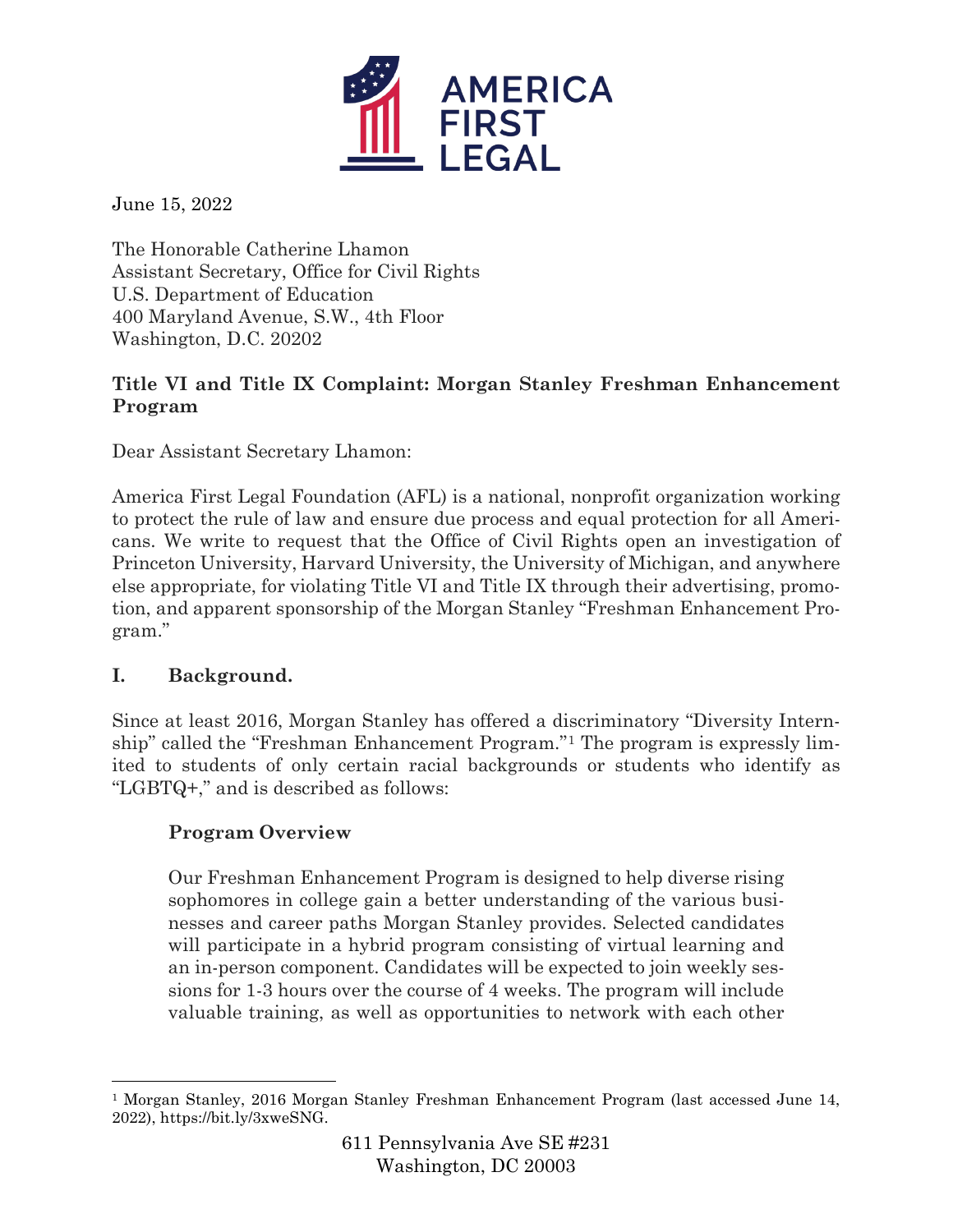AMERICA FIRST LEGAL

June 15, 2022

The Honorable Catherine Lhamon
Assistant Secretary, Office for Civil Rights
U.S. Department of Education
400 Maryland Avenue, S.W., 4th Floor
Washington, D.C. 20202

**Title VI and Title IX Complaint: Morgan Stanley Freshman Enhancement Program**

Dear Assistant Secretary Lhamon:

America First Legal Foundation (AFL) is a national, nonprofit organization working to protect the rule of law and ensure due process and equal protection for all Americans. We write to request that the Office of Civil Rights open an investigation of Princeton University, Harvard University, the University of Michigan, and anywhere else appropriate, for violating Title VI and Title IX through their advertising, promotion, and apparent sponsorship of the Morgan Stanley "Freshman Enhancement Program."

## I. Background.

Since at least 2016, Morgan Stanley has offered a discriminatory "Diversity Internship" called the "Freshman Enhancement Program."[1] The program is expressly limited to students of only certain racial backgrounds or students who identify as "LGBTQ+," and is described as follows:

> **Program Overview**
>
> Our Freshman Enhancement Program is designed to help diverse rising sophomores in college gain a better understanding of the various businesses and career paths Morgan Stanley provides. Selected candidates will participate in a hybrid program consisting of virtual learning and an in-person component. Candidates will be expected to join weekly sessions for 1-3 hours over the course of 4 weeks. The program will include valuable training, as well as opportunities to network with each other

[1] Morgan Stanley, 2016 Morgan Stanley Freshman Enhancement Program (last accessed June 14, 2022), https://bit.ly/3xweSNG.

611 Pennsylvania Ave SE #231
Washington, DC 20003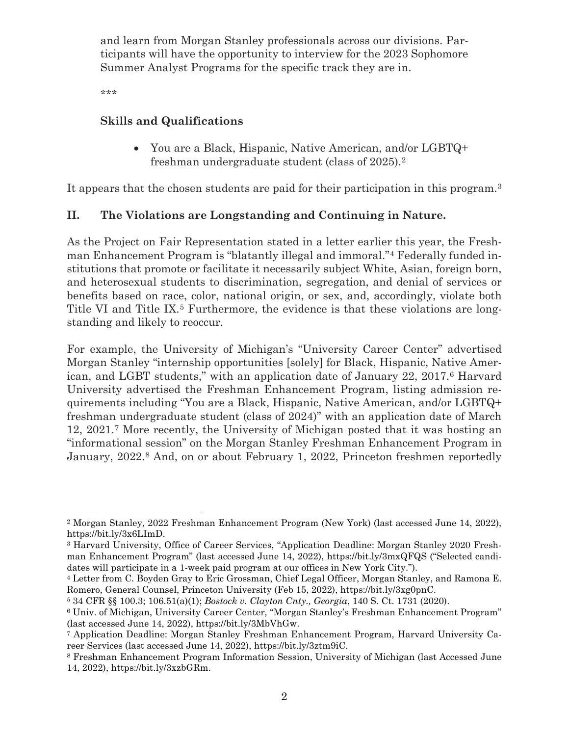and learn from Morgan Stanley professionals across our divisions. Participants will have the opportunity to interview for the 2023 Sophomore Summer Analyst Programs for the specific track they are in.

> ***
>
> **Skills and Qualifications**
>
> - You are a Black, Hispanic, Native American, and/or LGBTQ+ freshman undergraduate student (class of 2025).[2]

It appears that the chosen students are paid for their participation in this program.[3]

## II. The Violations are Longstanding and Continuing in Nature.

As the Project on Fair Representation stated in a letter earlier this year, the Freshman Enhancement Program is "blatantly illegal and immoral."[4] Federally funded institutions that promote or facilitate it necessarily subject White, Asian, foreign born, and heterosexual students to discrimination, segregation, and denial of services or benefits based on race, color, national origin, or sex, and, accordingly, violate both Title VI and Title IX.[5] Furthermore, the evidence is that these violations are longstanding and likely to reoccur.

For example, the University of Michigan's "University Career Center" advertised Morgan Stanley "internship opportunities [solely] for Black, Hispanic, Native American, and LGBT students," with an application date of January 22, 2017.[6] Harvard University advertised the Freshman Enhancement Program, listing admission requirements including "You are a Black, Hispanic, Native American, and/or LGBTQ+ freshman undergraduate student (class of 2024)" with an application date of March 12, 2021.[7] More recently, the University of Michigan posted that it was hosting an "informational session" on the Morgan Stanley Freshman Enhancement Program in January, 2022.[8] And, on or about February 1, 2022, Princeton freshmen reportedly

---

[2] Morgan Stanley, 2022 Freshman Enhancement Program (New York) (last accessed June 14, 2022), https://bit.ly/3x6LImD.

[3] Harvard University, Office of Career Services, "Application Deadline: Morgan Stanley 2020 Freshman Enhancement Program" (last accessed June 14, 2022), https://bit.ly/3mxQFQS ("Selected candidates will participate in a 1-week paid program at our offices in New York City.").

[4] Letter from C. Boyden Gray to Eric Grossman, Chief Legal Officer, Morgan Stanley, and Ramona E. Romero, General Counsel, Princeton University (Feb 15, 2022), https://bit.ly/3xg0pnC.

[5] 34 CFR §§ 100.3; 106.51(a)(1); *Bostock v. Clayton Cnty., Georgia*, 140 S. Ct. 1731 (2020).

[6] Univ. of Michigan, University Career Center, "Morgan Stanley's Freshman Enhancement Program" (last accessed June 14, 2022), https://bit.ly/3MbVhGw.

[7] Application Deadline: Morgan Stanley Freshman Enhancement Program, Harvard University Career Services (last accessed June 14, 2022), https://bit.ly/3ztm9iC.

[8] Freshman Enhancement Program Information Session, University of Michigan (last Accessed June 14, 2022), https://bit.ly/3xzbGRm.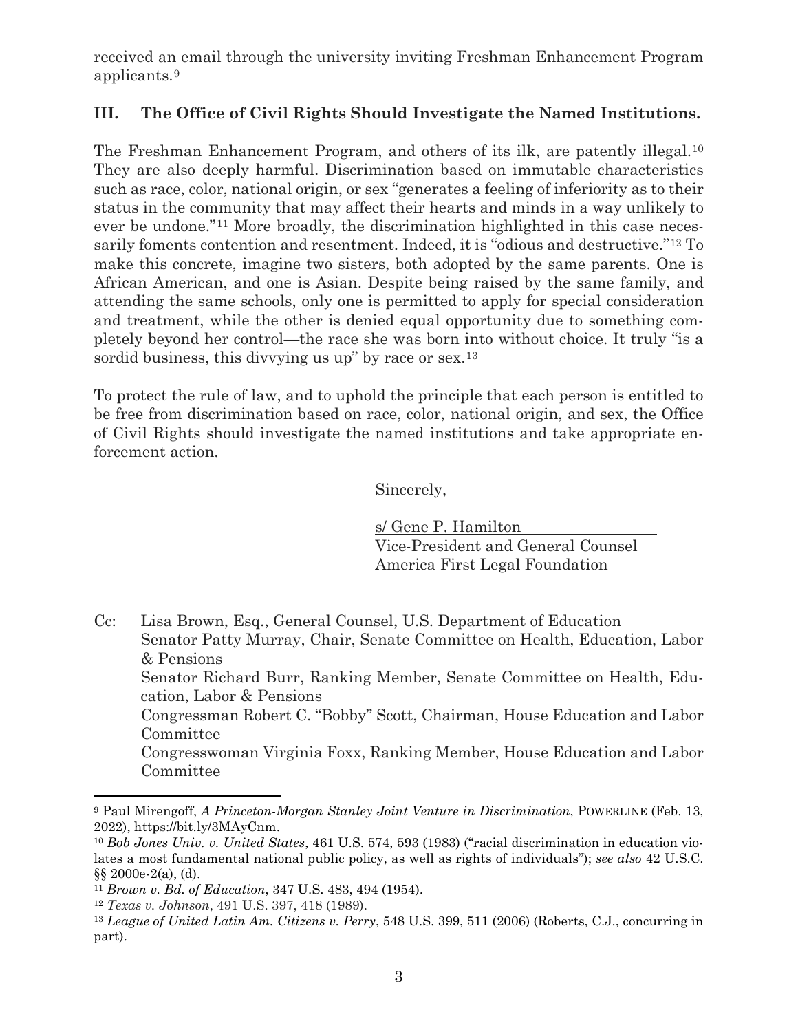received an email through the university inviting Freshman Enhancement Program applicants.[9]

## III. The Office of Civil Rights Should Investigate the Named Institutions.

The Freshman Enhancement Program, and others of its ilk, are patently illegal.[10] They are also deeply harmful. Discrimination based on immutable characteristics such as race, color, national origin, or sex "generates a feeling of inferiority as to their status in the community that may affect their hearts and minds in a way unlikely to ever be undone."[11] More broadly, the discrimination highlighted in this case necessarily foments contention and resentment. Indeed, it is "odious and destructive."[12] To make this concrete, imagine two sisters, both adopted by the same parents. One is African American, and one is Asian. Despite being raised by the same family, and attending the same schools, only one is permitted to apply for special consideration and treatment, while the other is denied equal opportunity due to something completely beyond her control—the race she was born into without choice. It truly "is a sordid business, this divvying us up" by race or sex.[13]

To protect the rule of law, and to uphold the principle that each person is entitled to be free from discrimination based on race, color, national origin, and sex, the Office of Civil Rights should investigate the named institutions and take appropriate enforcement action.

Sincerely,

s/ Gene P. Hamilton
Vice-President and General Counsel
America First Legal Foundation

Cc: Lisa Brown, Esq., General Counsel, U.S. Department of Education
Senator Patty Murray, Chair, Senate Committee on Health, Education, Labor & Pensions
Senator Richard Burr, Ranking Member, Senate Committee on Health, Education, Labor & Pensions
Congressman Robert C. "Bobby" Scott, Chairman, House Education and Labor Committee
Congresswoman Virginia Foxx, Ranking Member, House Education and Labor Committee

---

[9] Paul Mirengoff, *A Princeton-Morgan Stanley Joint Venture in Discrimination*, POWERLINE (Feb. 13, 2022), https://bit.ly/3MAyCnm.

[10] *Bob Jones Univ. v. United States*, 461 U.S. 574, 593 (1983) ("racial discrimination in education violates a most fundamental national public policy, as well as rights of individuals"); *see also* 42 U.S.C. §§ 2000e-2(a), (d).

[11] *Brown v. Bd. of Education*, 347 U.S. 483, 494 (1954).

[12] *Texas v. Johnson*, 491 U.S. 397, 418 (1989).

[13] *League of United Latin Am. Citizens v. Perry*, 548 U.S. 399, 511 (2006) (Roberts, C.J., concurring in part).